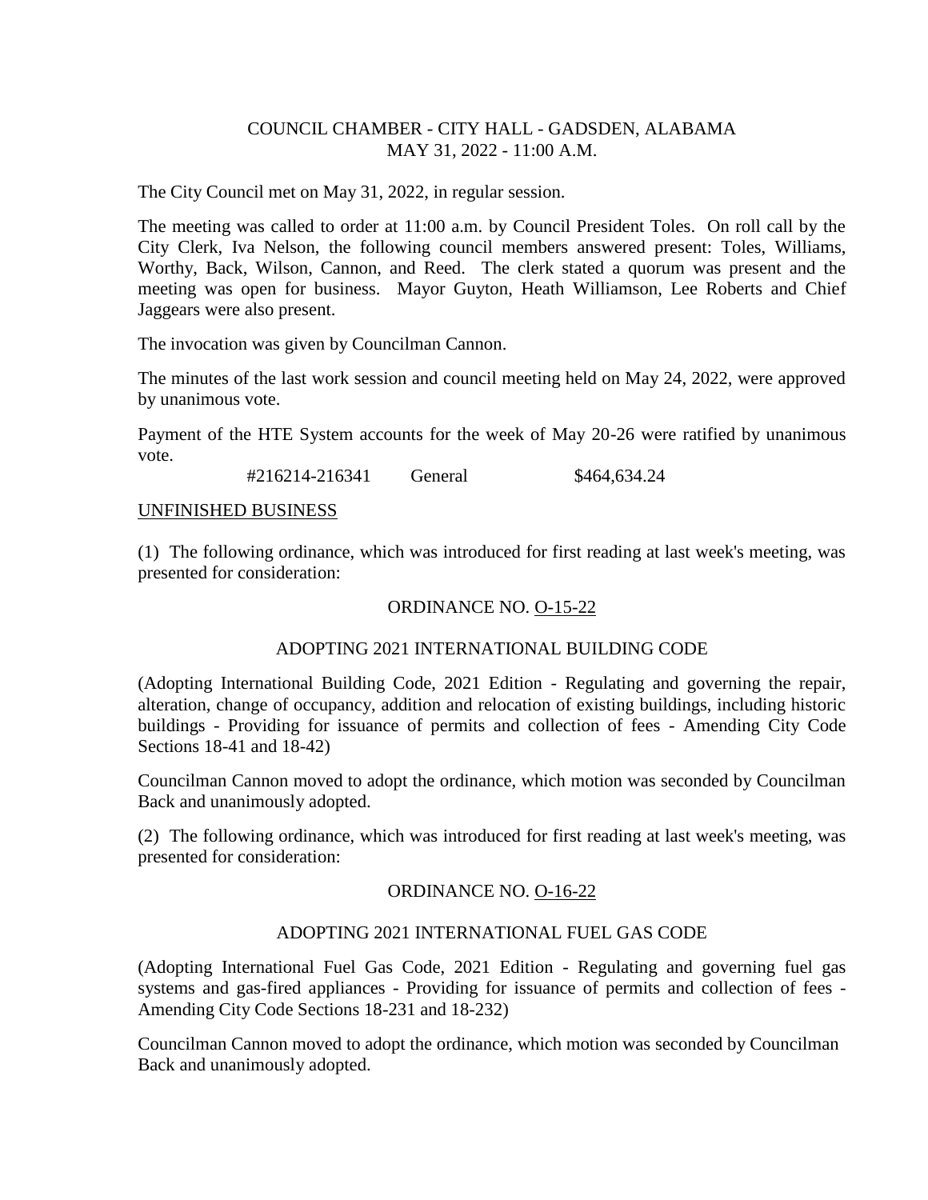# COUNCIL CHAMBER - CITY HALL - GADSDEN, ALABAMA
## MAY 31, 2022 - 11:00 A.M.

The City Council met on May 31, 2022, in regular session.

The meeting was called to order at 11:00 a.m. by Council President Toles. On roll call by the City Clerk, Iva Nelson, the following council members answered present: Toles, Williams, Worthy, Back, Wilson, Cannon, and Reed. The clerk stated a quorum was present and the meeting was open for business. Mayor Guyton, Heath Williamson, Lee Roberts and Chief Jaggears were also present.

The invocation was given by Councilman Cannon.

The minutes of the last work session and council meeting held on May 24, 2022, were approved by unanimous vote.

Payment of the HTE System accounts for the week of May 20-26 were ratified by unanimous vote.

| #216214-216341 | General | $464,634.24 |
|---|---|---|

UNFINISHED BUSINESS

(1) The following ordinance, which was introduced for first reading at last week's meeting, was presented for consideration:

ORDINANCE NO. O-15-22

ADOPTING 2021 INTERNATIONAL BUILDING CODE

(Adopting International Building Code, 2021 Edition - Regulating and governing the repair, alteration, change of occupancy, addition and relocation of existing buildings, including historic buildings - Providing for issuance of permits and collection of fees - Amending City Code Sections 18-41 and 18-42)

Councilman Cannon moved to adopt the ordinance, which motion was seconded by Councilman Back and unanimously adopted.

(2) The following ordinance, which was introduced for first reading at last week's meeting, was presented for consideration:

ORDINANCE NO. O-16-22

ADOPTING 2021 INTERNATIONAL FUEL GAS CODE

(Adopting International Fuel Gas Code, 2021 Edition - Regulating and governing fuel gas systems and gas-fired appliances - Providing for issuance of permits and collection of fees - Amending City Code Sections 18-231 and 18-232)

Councilman Cannon moved to adopt the ordinance, which motion was seconded by Councilman Back and unanimously adopted.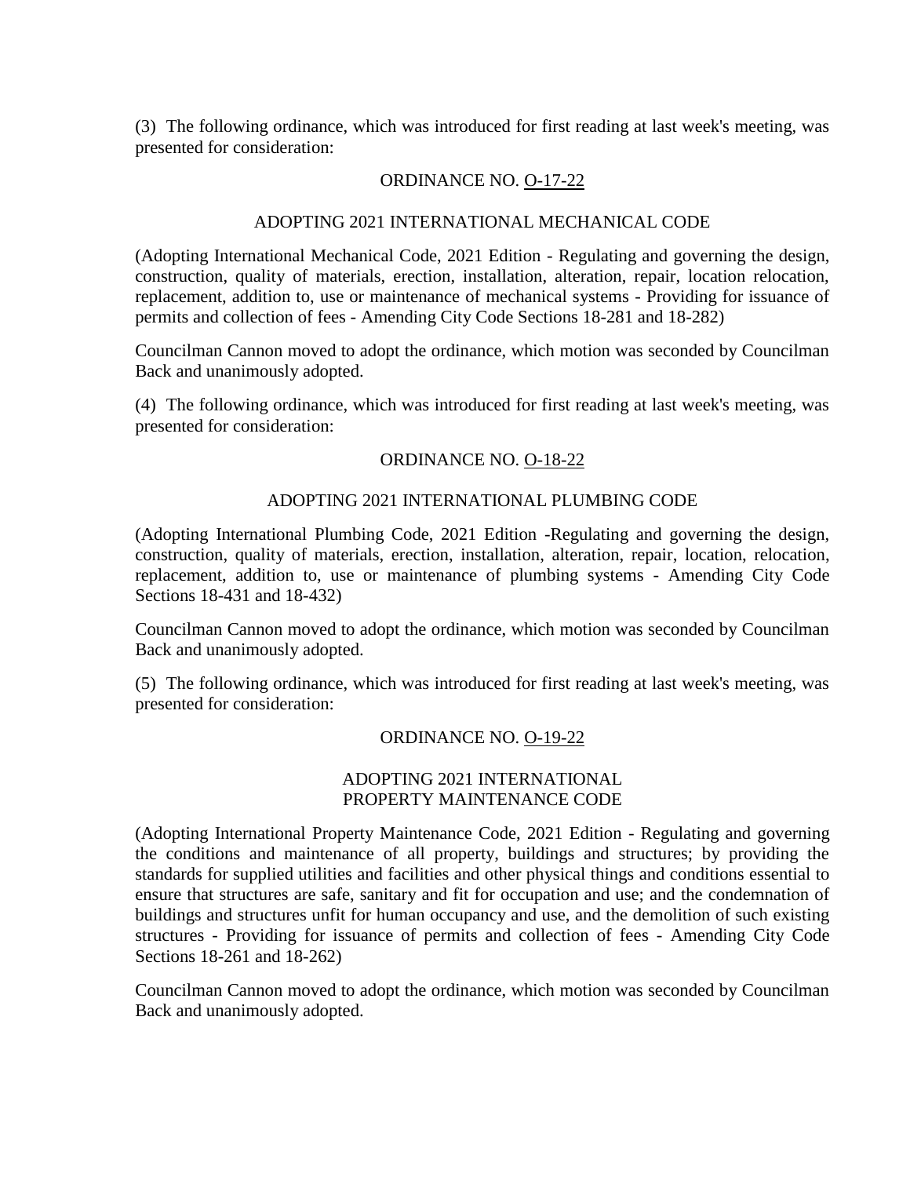(3) The following ordinance, which was introduced for first reading at last week's meeting, was presented for consideration:

ORDINANCE NO. O-17-22

ADOPTING 2021 INTERNATIONAL MECHANICAL CODE

(Adopting International Mechanical Code, 2021 Edition - Regulating and governing the design, construction, quality of materials, erection, installation, alteration, repair, location relocation, replacement, addition to, use or maintenance of mechanical systems - Providing for issuance of permits and collection of fees - Amending City Code Sections 18-281 and 18-282)

Councilman Cannon moved to adopt the ordinance, which motion was seconded by Councilman Back and unanimously adopted.

(4) The following ordinance, which was introduced for first reading at last week's meeting, was presented for consideration:

ORDINANCE NO. O-18-22

ADOPTING 2021 INTERNATIONAL PLUMBING CODE

(Adopting International Plumbing Code, 2021 Edition -Regulating and governing the design, construction, quality of materials, erection, installation, alteration, repair, location, relocation, replacement, addition to, use or maintenance of plumbing systems - Amending City Code Sections 18-431 and 18-432)

Councilman Cannon moved to adopt the ordinance, which motion was seconded by Councilman Back and unanimously adopted.

(5) The following ordinance, which was introduced for first reading at last week's meeting, was presented for consideration:

ORDINANCE NO. O-19-22

ADOPTING 2021 INTERNATIONAL PROPERTY MAINTENANCE CODE

(Adopting International Property Maintenance Code, 2021 Edition - Regulating and governing the conditions and maintenance of all property, buildings and structures; by providing the standards for supplied utilities and facilities and other physical things and conditions essential to ensure that structures are safe, sanitary and fit for occupation and use; and the condemnation of buildings and structures unfit for human occupancy and use, and the demolition of such existing structures - Providing for issuance of permits and collection of fees - Amending City Code Sections 18-261 and 18-262)

Councilman Cannon moved to adopt the ordinance, which motion was seconded by Councilman Back and unanimously adopted.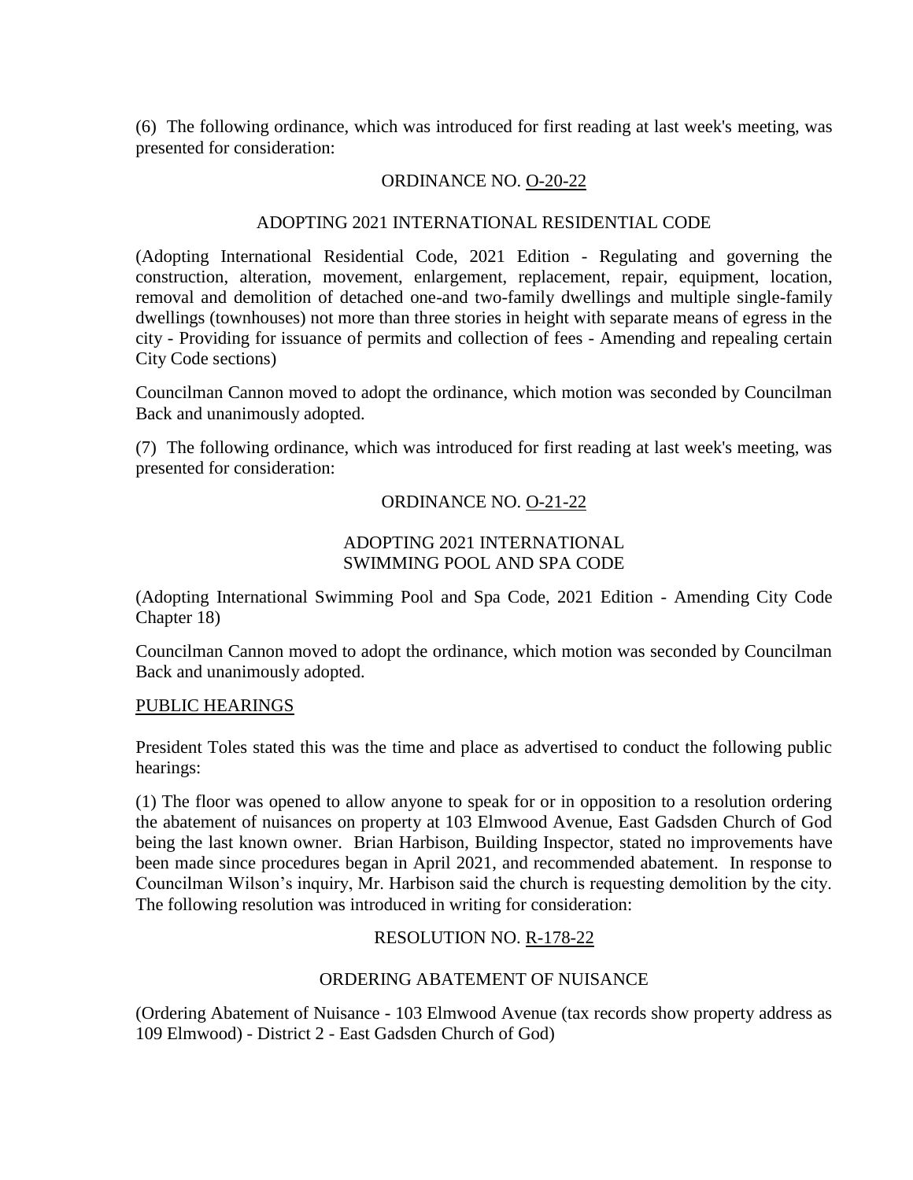(6) The following ordinance, which was introduced for first reading at last week's meeting, was presented for consideration:

ORDINANCE NO. O-20-22

ADOPTING 2021 INTERNATIONAL RESIDENTIAL CODE

(Adopting International Residential Code, 2021 Edition - Regulating and governing the construction, alteration, movement, enlargement, replacement, repair, equipment, location, removal and demolition of detached one-and two-family dwellings and multiple single-family dwellings (townhouses) not more than three stories in height with separate means of egress in the city - Providing for issuance of permits and collection of fees - Amending and repealing certain City Code sections)

Councilman Cannon moved to adopt the ordinance, which motion was seconded by Councilman Back and unanimously adopted.

(7) The following ordinance, which was introduced for first reading at last week's meeting, was presented for consideration:

ORDINANCE NO. O-21-22

ADOPTING 2021 INTERNATIONAL SWIMMING POOL AND SPA CODE

(Adopting International Swimming Pool and Spa Code, 2021 Edition - Amending City Code Chapter 18)

Councilman Cannon moved to adopt the ordinance, which motion was seconded by Councilman Back and unanimously adopted.

PUBLIC HEARINGS

President Toles stated this was the time and place as advertised to conduct the following public hearings:

(1) The floor was opened to allow anyone to speak for or in opposition to a resolution ordering the abatement of nuisances on property at 103 Elmwood Avenue, East Gadsden Church of God being the last known owner. Brian Harbison, Building Inspector, stated no improvements have been made since procedures began in April 2021, and recommended abatement. In response to Councilman Wilson's inquiry, Mr. Harbison said the church is requesting demolition by the city. The following resolution was introduced in writing for consideration:

RESOLUTION NO. R-178-22

ORDERING ABATEMENT OF NUISANCE

(Ordering Abatement of Nuisance - 103 Elmwood Avenue (tax records show property address as 109 Elmwood) - District 2 - East Gadsden Church of God)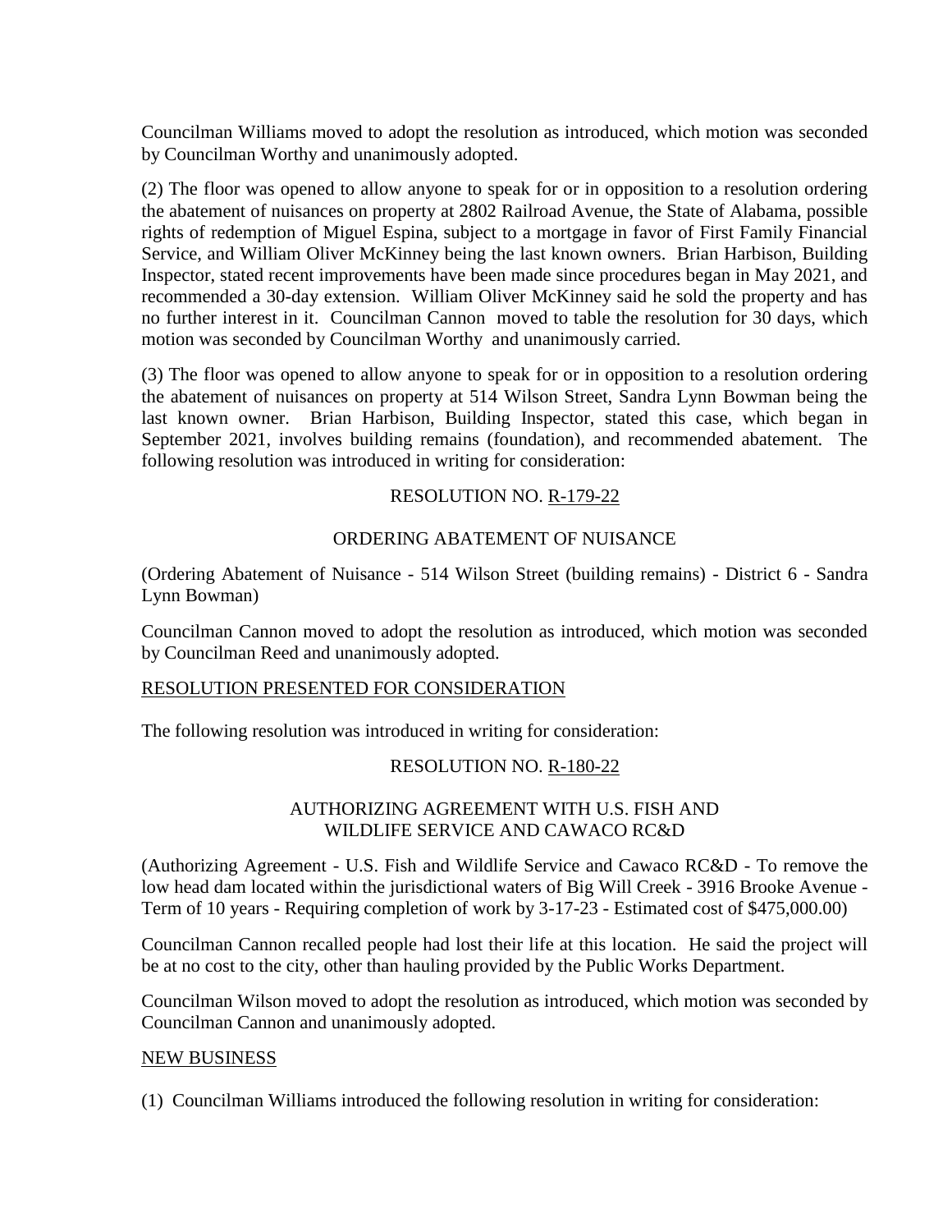Councilman Williams moved to adopt the resolution as introduced, which motion was seconded by Councilman Worthy and unanimously adopted.

(2) The floor was opened to allow anyone to speak for or in opposition to a resolution ordering the abatement of nuisances on property at 2802 Railroad Avenue, the State of Alabama, possible rights of redemption of Miguel Espina, subject to a mortgage in favor of First Family Financial Service, and William Oliver McKinney being the last known owners. Brian Harbison, Building Inspector, stated recent improvements have been made since procedures began in May 2021, and recommended a 30-day extension. William Oliver McKinney said he sold the property and has no further interest in it. Councilman Cannon moved to table the resolution for 30 days, which motion was seconded by Councilman Worthy and unanimously carried.

(3) The floor was opened to allow anyone to speak for or in opposition to a resolution ordering the abatement of nuisances on property at 514 Wilson Street, Sandra Lynn Bowman being the last known owner. Brian Harbison, Building Inspector, stated this case, which began in September 2021, involves building remains (foundation), and recommended abatement. The following resolution was introduced in writing for consideration:

RESOLUTION NO. R-179-22

ORDERING ABATEMENT OF NUISANCE

(Ordering Abatement of Nuisance - 514 Wilson Street (building remains) - District 6 - Sandra Lynn Bowman)

Councilman Cannon moved to adopt the resolution as introduced, which motion was seconded by Councilman Reed and unanimously adopted.

## RESOLUTION PRESENTED FOR CONSIDERATION

The following resolution was introduced in writing for consideration:

RESOLUTION NO. R-180-22

AUTHORIZING AGREEMENT WITH U.S. FISH AND WILDLIFE SERVICE AND CAWACO RC&D

(Authorizing Agreement - U.S. Fish and Wildlife Service and Cawaco RC&D - To remove the low head dam located within the jurisdictional waters of Big Will Creek - 3916 Brooke Avenue - Term of 10 years - Requiring completion of work by 3-17-23 - Estimated cost of $475,000.00)

Councilman Cannon recalled people had lost their life at this location. He said the project will be at no cost to the city, other than hauling provided by the Public Works Department.

Councilman Wilson moved to adopt the resolution as introduced, which motion was seconded by Councilman Cannon and unanimously adopted.

## NEW BUSINESS

(1) Councilman Williams introduced the following resolution in writing for consideration: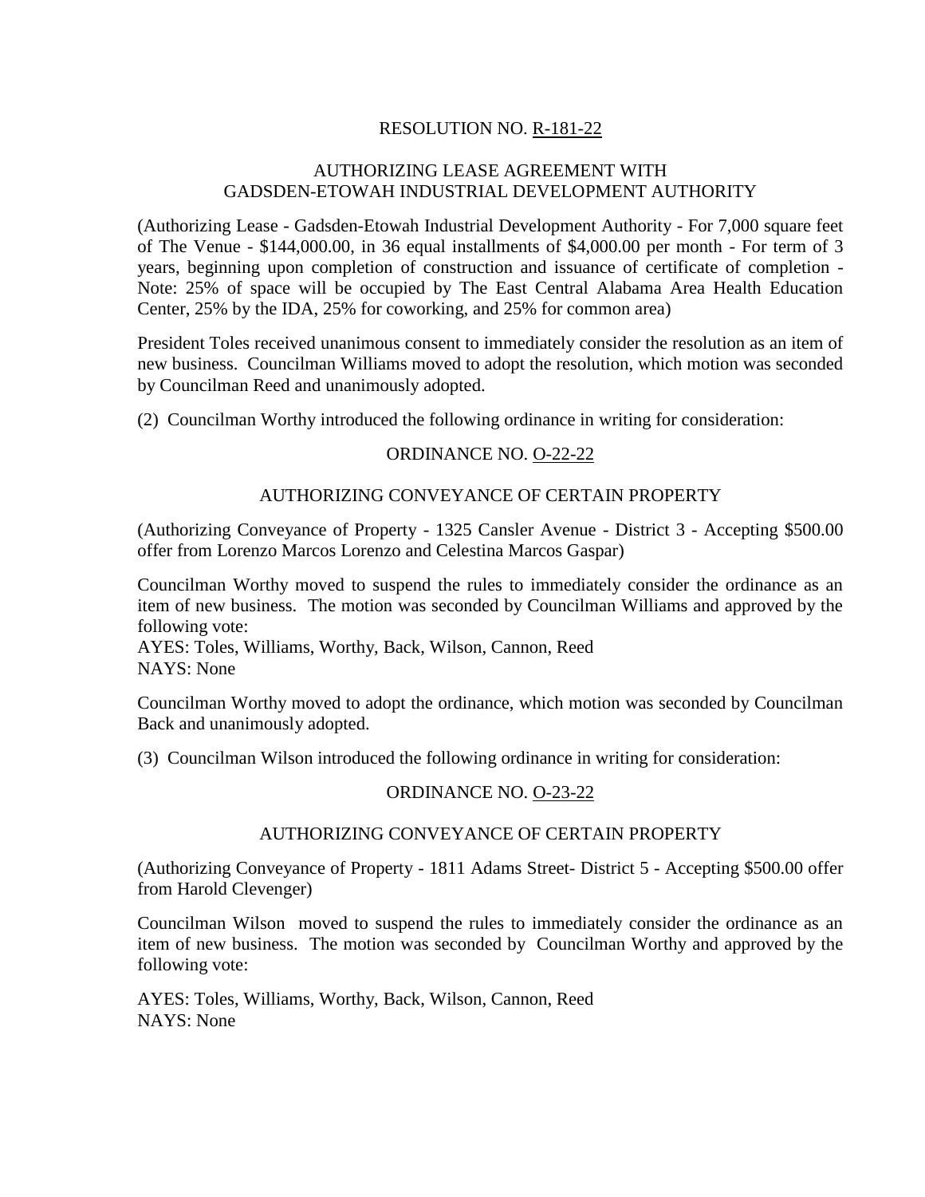RESOLUTION NO. R-181-22

AUTHORIZING LEASE AGREEMENT WITH
GADSDEN-ETOWAH INDUSTRIAL DEVELOPMENT AUTHORITY

(Authorizing Lease - Gadsden-Etowah Industrial Development Authority - For 7,000 square feet of The Venue - $144,000.00, in 36 equal installments of $4,000.00 per month - For term of 3 years, beginning upon completion of construction and issuance of certificate of completion - Note: 25% of space will be occupied by The East Central Alabama Area Health Education Center, 25% by the IDA, 25% for coworking, and 25% for common area)

President Toles received unanimous consent to immediately consider the resolution as an item of new business. Councilman Williams moved to adopt the resolution, which motion was seconded by Councilman Reed and unanimously adopted.

(2) Councilman Worthy introduced the following ordinance in writing for consideration:

ORDINANCE NO. O-22-22

AUTHORIZING CONVEYANCE OF CERTAIN PROPERTY

(Authorizing Conveyance of Property - 1325 Cansler Avenue - District 3 - Accepting $500.00 offer from Lorenzo Marcos Lorenzo and Celestina Marcos Gaspar)

Councilman Worthy moved to suspend the rules to immediately consider the ordinance as an item of new business. The motion was seconded by Councilman Williams and approved by the following vote:
AYES: Toles, Williams, Worthy, Back, Wilson, Cannon, Reed
NAYS: None

Councilman Worthy moved to adopt the ordinance, which motion was seconded by Councilman Back and unanimously adopted.

(3) Councilman Wilson introduced the following ordinance in writing for consideration:

ORDINANCE NO. O-23-22

AUTHORIZING CONVEYANCE OF CERTAIN PROPERTY

(Authorizing Conveyance of Property - 1811 Adams Street- District 5 - Accepting $500.00 offer from Harold Clevenger)

Councilman Wilson moved to suspend the rules to immediately consider the ordinance as an item of new business. The motion was seconded by Councilman Worthy and approved by the following vote:

AYES: Toles, Williams, Worthy, Back, Wilson, Cannon, Reed
NAYS: None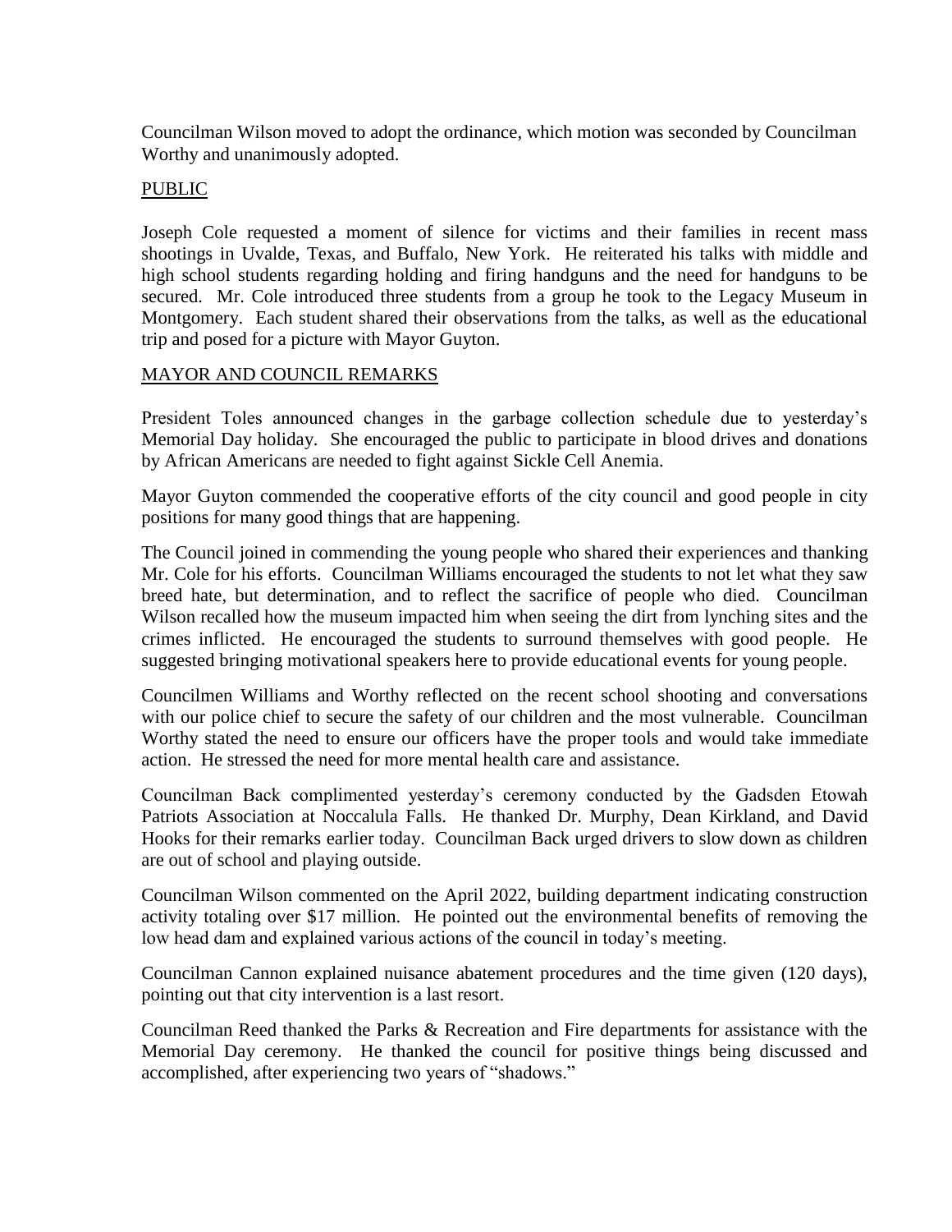Councilman Wilson moved to adopt the ordinance, which motion was seconded by Councilman Worthy and unanimously adopted.

## PUBLIC

Joseph Cole requested a moment of silence for victims and their families in recent mass shootings in Uvalde, Texas, and Buffalo, New York. He reiterated his talks with middle and high school students regarding holding and firing handguns and the need for handguns to be secured. Mr. Cole introduced three students from a group he took to the Legacy Museum in Montgomery. Each student shared their observations from the talks, as well as the educational trip and posed for a picture with Mayor Guyton.

## MAYOR AND COUNCIL REMARKS

President Toles announced changes in the garbage collection schedule due to yesterday's Memorial Day holiday. She encouraged the public to participate in blood drives and donations by African Americans are needed to fight against Sickle Cell Anemia.

Mayor Guyton commended the cooperative efforts of the city council and good people in city positions for many good things that are happening.

The Council joined in commending the young people who shared their experiences and thanking Mr. Cole for his efforts. Councilman Williams encouraged the students to not let what they saw breed hate, but determination, and to reflect the sacrifice of people who died. Councilman Wilson recalled how the museum impacted him when seeing the dirt from lynching sites and the crimes inflicted. He encouraged the students to surround themselves with good people. He suggested bringing motivational speakers here to provide educational events for young people.

Councilmen Williams and Worthy reflected on the recent school shooting and conversations with our police chief to secure the safety of our children and the most vulnerable. Councilman Worthy stated the need to ensure our officers have the proper tools and would take immediate action. He stressed the need for more mental health care and assistance.

Councilman Back complimented yesterday's ceremony conducted by the Gadsden Etowah Patriots Association at Noccalula Falls. He thanked Dr. Murphy, Dean Kirkland, and David Hooks for their remarks earlier today. Councilman Back urged drivers to slow down as children are out of school and playing outside.

Councilman Wilson commented on the April 2022, building department indicating construction activity totaling over $17 million. He pointed out the environmental benefits of removing the low head dam and explained various actions of the council in today's meeting.

Councilman Cannon explained nuisance abatement procedures and the time given (120 days), pointing out that city intervention is a last resort.

Councilman Reed thanked the Parks & Recreation and Fire departments for assistance with the Memorial Day ceremony. He thanked the council for positive things being discussed and accomplished, after experiencing two years of "shadows."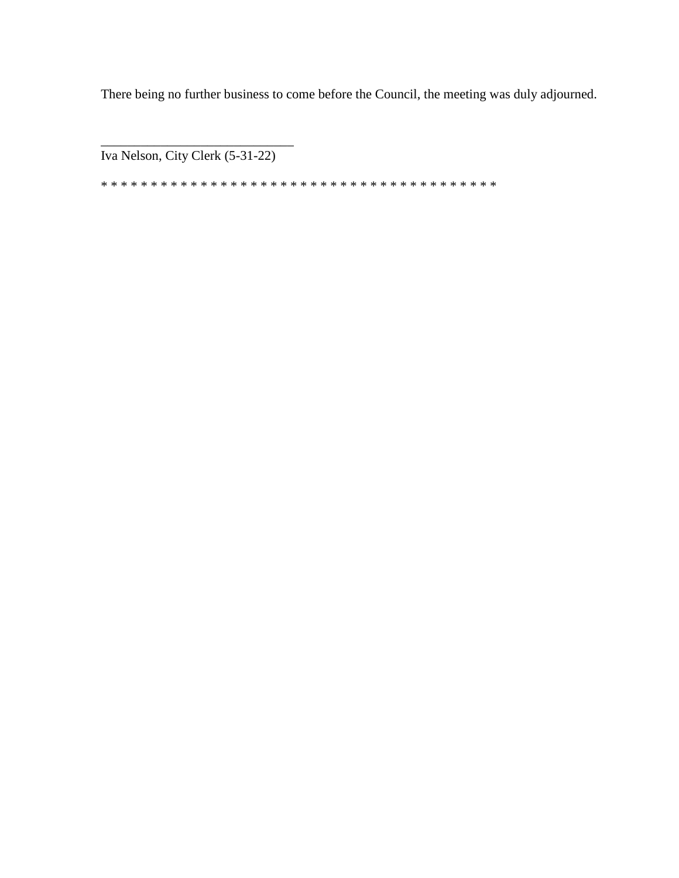There being no further business to come before the Council, the meeting was duly adjourned.

_____________________________

Iva Nelson, City Clerk (5-31-22)

* * * * * * * * * * * * * * * * * * * * * * * * * * * * * * * * * * * * * * * *